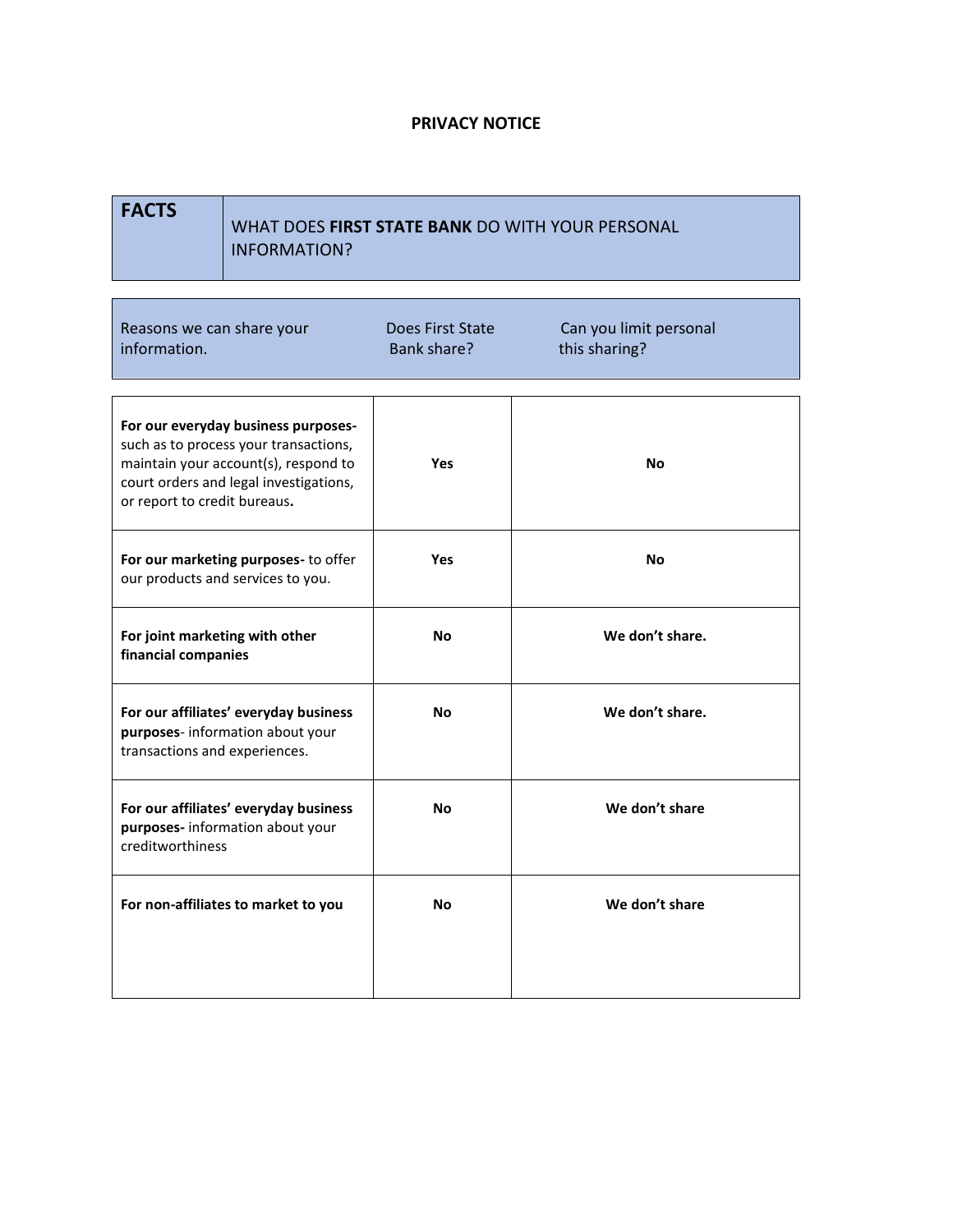# PRIVACY NOTICE

| **FACTS** | WHAT DOES **FIRST STATE BANK** DO WITH YOUR PERSONAL INFORMATION? |
|---|---|

| Reasons we can share your information. | Does First State Bank share? | Can you limit personal this sharing? |
|---|---|---|
| **For our everyday business purposes-** such as to process your transactions, maintain your account(s), respond to court orders and legal investigations, or report to credit bureaus**.** | **Yes** | **No** |
| **For our marketing purposes-** to offer our products and services to you. | **Yes** | **No** |
| **For joint marketing with other financial companies** | **No** | **We don't share.** |
| **For our affiliates' everyday business purposes**- information about your transactions and experiences. | **No** | **We don't share.** |
| **For our affiliates' everyday business purposes-** information about your creditworthiness | **No** | **We don't share** |
| **For non-affiliates to market to you** | **No** | **We don't share** |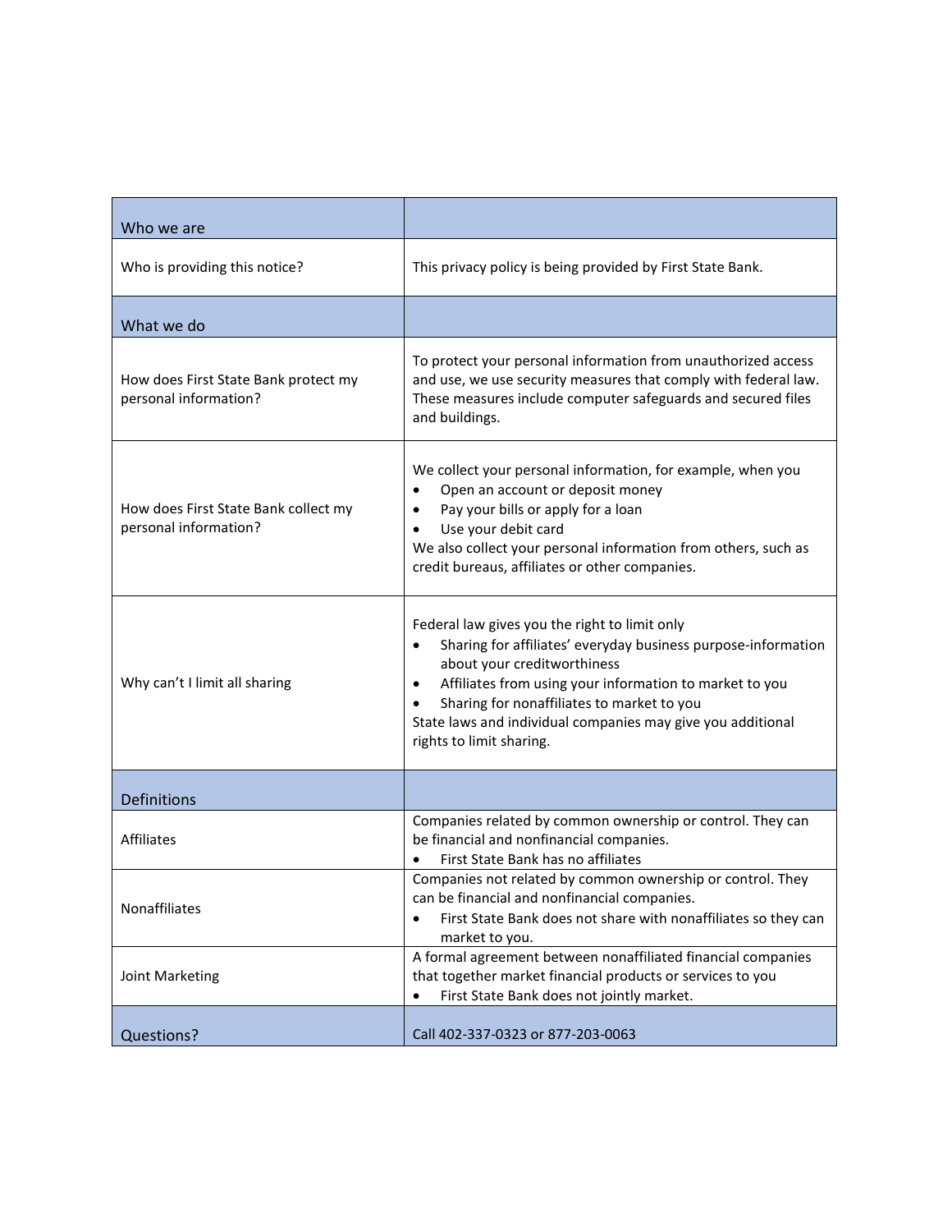| | |
|---|---|
| **Who we are** | |
| Who is providing this notice? | This privacy policy is being provided by First State Bank. |
| **What we do** | |
| How does First State Bank protect my personal information? | To protect your personal information from unauthorized access and use, we use security measures that comply with federal law. These measures include computer safeguards and secured files and buildings. |
| How does First State Bank collect my personal information? | We collect your personal information, for example, when you<br>• Open an account or deposit money<br>• Pay your bills or apply for a loan<br>• Use your debit card<br>We also collect your personal information from others, such as credit bureaus, affiliates or other companies. |
| Why can't I limit all sharing | Federal law gives you the right to limit only<br>• Sharing for affiliates' everyday business purpose-information about your creditworthiness<br>• Affiliates from using your information to market to you<br>• Sharing for nonaffiliates to market to you<br>State laws and individual companies may give you additional rights to limit sharing. |
| **Definitions** | |
| Affiliates | Companies related by common ownership or control. They can be financial and nonfinancial companies.<br>• First State Bank has no affiliates |
| Nonaffiliates | Companies not related by common ownership or control. They can be financial and nonfinancial companies.<br>• First State Bank does not share with nonaffiliates so they can market to you. |
| Joint Marketing | A formal agreement between nonaffiliated financial companies that together market financial products or services to you<br>• First State Bank does not jointly market. |
| **Questions?** | Call 402-337-0323 or 877-203-0063 |